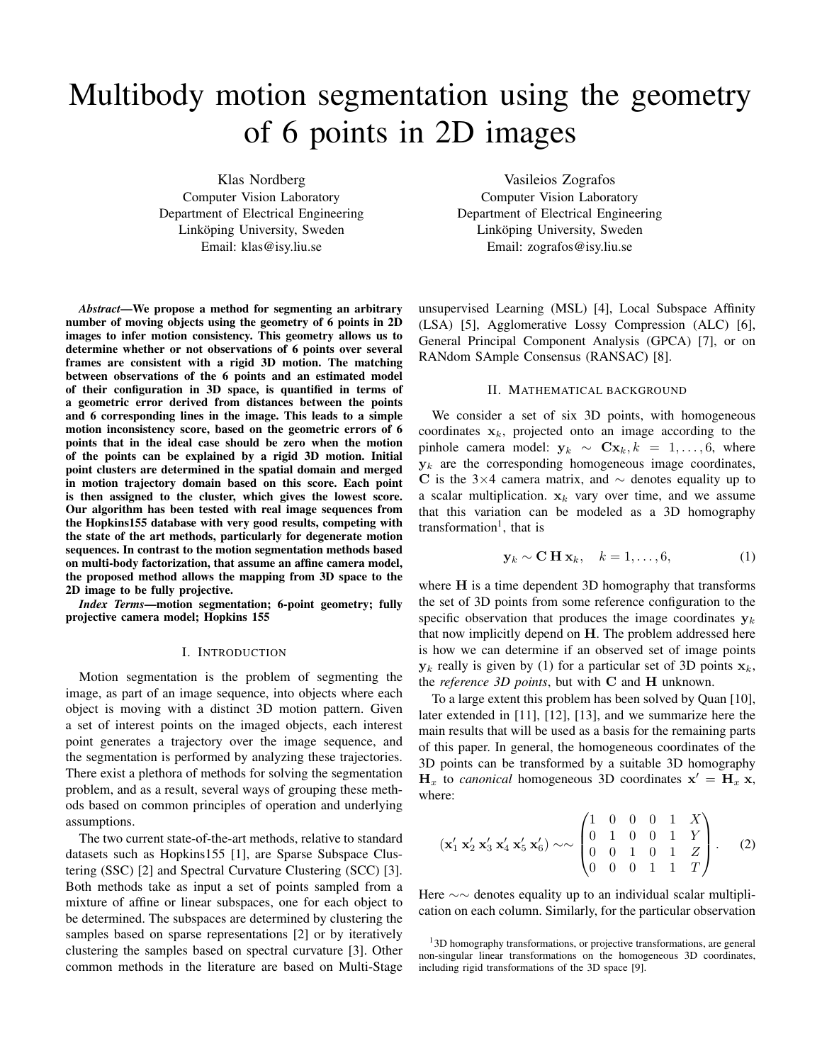# Multibody motion segmentation using the geometry of 6 points in 2D images

Klas Nordberg
Computer Vision Laboratory
Department of Electrical Engineering
Linköping University, Sweden
Email: klas@isy.liu.se

Vasileios Zografos
Computer Vision Laboratory
Department of Electrical Engineering
Linköping University, Sweden
Email: zografos@isy.liu.se

***Abstract*—We propose a method for segmenting an arbitrary number of moving objects using the geometry of 6 points in 2D images to infer motion consistency. This geometry allows us to determine whether or not observations of 6 points over several frames are consistent with a rigid 3D motion. The matching between observations of the 6 points and an estimated model of their configuration in 3D space, is quantified in terms of a geometric error derived from distances between the points and 6 corresponding lines in the image. This leads to a simple motion inconsistency score, based on the geometric errors of 6 points that in the ideal case should be zero when the motion of the points can be explained by a rigid 3D motion. Initial point clusters are determined in the spatial domain and merged in motion trajectory domain based on this score. Each point is then assigned to the cluster, which gives the lowest score. Our algorithm has been tested with real image sequences from the Hopkins155 database with very good results, competing with the state of the art methods, particularly for degenerate motion sequences. In contrast to the motion segmentation methods based on multi-body factorization, that assume an affine camera model, the proposed method allows the mapping from 3D space to the 2D image to be fully projective.**

***Index Terms*—motion segmentation; 6-point geometry; fully projective camera model; Hopkins 155**

## I. Introduction

Motion segmentation is the problem of segmenting the image, as part of an image sequence, into objects where each object is moving with a distinct 3D motion pattern. Given a set of interest points on the imaged objects, each interest point generates a trajectory over the image sequence, and the segmentation is performed by analyzing these trajectories. There exist a plethora of methods for solving the segmentation problem, and as a result, several ways of grouping these methods based on common principles of operation and underlying assumptions.

The two current state-of-the-art methods, relative to standard datasets such as Hopkins155 [1], are Sparse Subspace Clustering (SSC) [2] and Spectral Curvature Clustering (SCC) [3]. Both methods take as input a set of points sampled from a mixture of affine or linear subspaces, one for each object to be determined. The subspaces are determined by clustering the samples based on sparse representations [2] or by iteratively clustering the samples based on spectral curvature [3]. Other common methods in the literature are based on Multi-Stage unsupervised Learning (MSL) [4], Local Subspace Affinity (LSA) [5], Agglomerative Lossy Compression (ALC) [6], General Principal Component Analysis (GPCA) [7], or on RANdom SAmple Consensus (RANSAC) [8].

## II. Mathematical background

We consider a set of six 3D points, with homogeneous coordinates $\mathbf{x}_k$, projected onto an image according to the pinhole camera model: $\mathbf{y}_k \sim \mathbf{C}\mathbf{x}_k, k = 1, \ldots, 6$, where $\mathbf{y}_k$ are the corresponding homogeneous image coordinates, $\mathbf{C}$ is the $3{\times}4$ camera matrix, and $\sim$ denotes equality up to a scalar multiplication. $\mathbf{x}_k$ vary over time, and we assume that this variation can be modeled as a 3D homography transformation[1], that is

$$\mathbf{y}_k \sim \mathbf{C}\,\mathbf{H}\,\mathbf{x}_k, \quad k = 1, \ldots, 6, \tag{1}$$

where $\mathbf{H}$ is a time dependent 3D homography that transforms the set of 3D points from some reference configuration to the specific observation that produces the image coordinates $\mathbf{y}_k$ that now implicitly depend on $\mathbf{H}$. The problem addressed here is how we can determine if an observed set of image points $\mathbf{y}_k$ really is given by (1) for a particular set of 3D points $\mathbf{x}_k$, the *reference 3D points*, but with $\mathbf{C}$ and $\mathbf{H}$ unknown.

To a large extent this problem has been solved by Quan [10], later extended in [11], [12], [13], and we summarize here the main results that will be used as a basis for the remaining parts of this paper. In general, the homogeneous coordinates of the 3D points can be transformed by a suitable 3D homography $\mathbf{H}_x$ to *canonical* homogeneous 3D coordinates $\mathbf{x}' = \mathbf{H}_x\,\mathbf{x}$, where:

$$(\mathbf{x}'_1\, \mathbf{x}'_2\, \mathbf{x}'_3\, \mathbf{x}'_4\, \mathbf{x}'_5\, \mathbf{x}'_6) \sim\sim \begin{pmatrix} 1 & 0 & 0 & 0 & 1 & X \\ 0 & 1 & 0 & 0 & 1 & Y \\ 0 & 0 & 1 & 0 & 1 & Z \\ 0 & 0 & 0 & 1 & 1 & T \end{pmatrix}. \tag{2}$$

Here $\sim\sim$ denotes equality up to an individual scalar multiplication on each column. Similarly, for the particular observation

[1] 3D homography transformations, or projective transformations, are general non-singular linear transformations on the homogeneous 3D coordinates, including rigid transformations of the 3D space [9].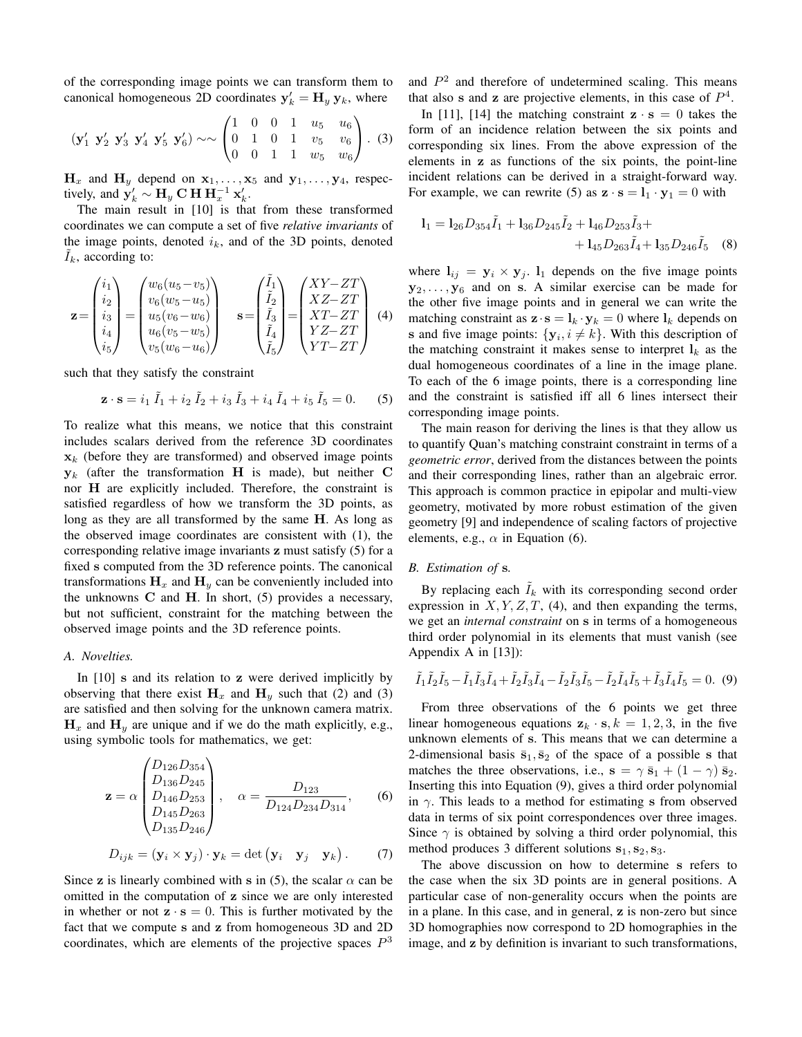of the corresponding image points we can transform them to canonical homogeneous 2D coordinates $\mathbf{y}'_k = \mathbf{H}_y\,\mathbf{y}_k$, where

$$
(\mathbf{y}'_1\ \mathbf{y}'_2\ \mathbf{y}'_3\ \mathbf{y}'_4\ \mathbf{y}'_5\ \mathbf{y}'_6) \sim\sim \begin{pmatrix} 1 & 0 & 0 & 1 & u_5 & u_6 \\ 0 & 1 & 0 & 1 & v_5 & v_6 \\ 0 & 0 & 1 & 1 & w_5 & w_6 \end{pmatrix}. \quad (3)
$$

$\mathbf{H}_x$ and $\mathbf{H}_y$ depend on $\mathbf{x}_1, \ldots, \mathbf{x}_5$ and $\mathbf{y}_1, \ldots, \mathbf{y}_4$, respectively, and $\mathbf{y}'_k \sim \mathbf{H}_y\,\mathbf{C}\,\mathbf{H}\,\mathbf{H}_x^{-1}\,\mathbf{x}'_k$.

The main result in [10] is that from these transformed coordinates we can compute a set of five *relative invariants* of the image points, denoted $i_k$, and of the 3D points, denoted $\tilde{I}_k$, according to:

$$
\mathbf{z} = \begin{pmatrix} i_1 \\ i_2 \\ i_3 \\ i_4 \\ i_5 \end{pmatrix} = \begin{pmatrix} w_6(u_5 - v_5) \\ v_6(w_5 - u_5) \\ u_5(v_6 - w_6) \\ u_6(v_5 - w_5) \\ v_5(w_6 - u_6) \end{pmatrix} \qquad \mathbf{s} = \begin{pmatrix} \tilde{I}_1 \\ \tilde{I}_2 \\ \tilde{I}_3 \\ \tilde{I}_4 \\ \tilde{I}_5 \end{pmatrix} = \begin{pmatrix} XY - ZT \\ XZ - ZT \\ XT - ZT \\ YZ - ZT \\ YT - ZT \end{pmatrix} \quad (4)
$$

such that they satisfy the constraint

$$
\mathbf{z} \cdot \mathbf{s} = i_1\,\tilde{I}_1 + i_2\,\tilde{I}_2 + i_3\,\tilde{I}_3 + i_4\,\tilde{I}_4 + i_5\,\tilde{I}_5 = 0. \quad (5)
$$

To realize what this means, we notice that this constraint includes scalars derived from the reference 3D coordinates $\mathbf{x}_k$ (before they are transformed) and observed image points $\mathbf{y}_k$ (after the transformation $\mathbf{H}$ is made), but neither $\mathbf{C}$ nor $\mathbf{H}$ are explicitly included. Therefore, the constraint is satisfied regardless of how we transform the 3D points, as long as they are all transformed by the same $\mathbf{H}$. As long as the observed image coordinates are consistent with (1), the corresponding relative image invariants $\mathbf{z}$ must satisfy (5) for a fixed $\mathbf{s}$ computed from the 3D reference points. The canonical transformations $\mathbf{H}_x$ and $\mathbf{H}_y$ can be conveniently included into the unknowns $\mathbf{C}$ and $\mathbf{H}$. In short, (5) provides a necessary, but not sufficient, constraint for the matching between the observed image points and the 3D reference points.

### A. Novelties.

In [10] $\mathbf{s}$ and its relation to $\mathbf{z}$ were derived implicitly by observing that there exist $\mathbf{H}_x$ and $\mathbf{H}_y$ such that (2) and (3) are satisfied and then solving for the unknown camera matrix. $\mathbf{H}_x$ and $\mathbf{H}_y$ are unique and if we do the math explicitly, e.g., using symbolic tools for mathematics, we get:

$$
\mathbf{z} = \alpha \begin{pmatrix} D_{126}D_{354} \\ D_{136}D_{245} \\ D_{146}D_{253} \\ D_{145}D_{263} \\ D_{135}D_{246} \end{pmatrix}, \quad \alpha = \frac{D_{123}}{D_{124}D_{234}D_{314}}, \quad (6)
$$

$$
D_{ijk} = (\mathbf{y}_i \times \mathbf{y}_j) \cdot \mathbf{y}_k = \det \begin{pmatrix} \mathbf{y}_i & \mathbf{y}_j & \mathbf{y}_k \end{pmatrix}. \quad (7)
$$

Since $\mathbf{z}$ is linearly combined with $\mathbf{s}$ in (5), the scalar $\alpha$ can be omitted in the computation of $\mathbf{z}$ since we are only interested in whether or not $\mathbf{z} \cdot \mathbf{s} = 0$. This is further motivated by the fact that we compute $\mathbf{s}$ and $\mathbf{z}$ from homogeneous 3D and 2D coordinates, which are elements of the projective spaces $P^3$ and $P^2$ and therefore of undetermined scaling. This means that also $\mathbf{s}$ and $\mathbf{z}$ are projective elements, in this case of $P^4$.

In [11], [14] the matching constraint $\mathbf{z} \cdot \mathbf{s} = 0$ takes the form of an incidence relation between the six points and corresponding six lines. From the above expression of the elements in $\mathbf{z}$ as functions of the six points, the point-line incident relations can be derived in a straight-forward way. For example, we can rewrite (5) as $\mathbf{z} \cdot \mathbf{s} = \mathbf{l}_1 \cdot \mathbf{y}_1 = 0$ with

$$
\mathbf{l}_1 = \mathbf{l}_{26} D_{354} \tilde{I}_1 + \mathbf{l}_{36} D_{245} \tilde{I}_2 + \mathbf{l}_{46} D_{253} \tilde{I}_3 + \\ + \mathbf{l}_{45} D_{263} \tilde{I}_4 + \mathbf{l}_{35} D_{246} \tilde{I}_5 \quad (8)
$$

where $\mathbf{l}_{ij} = \mathbf{y}_i \times \mathbf{y}_j$. $\mathbf{l}_1$ depends on the five image points $\mathbf{y}_2, \ldots, \mathbf{y}_6$ and on $\mathbf{s}$. A similar exercise can be made for the other five image points and in general we can write the matching constraint as $\mathbf{z} \cdot \mathbf{s} = \mathbf{l}_k \cdot \mathbf{y}_k = 0$ where $\mathbf{l}_k$ depends on $\mathbf{s}$ and five image points: $\{\mathbf{y}_i, i \neq k\}$. With this description of the matching constraint it makes sense to interpret $\mathbf{l}_k$ as the dual homogeneous coordinates of a line in the image plane. To each of the 6 image points, there is a corresponding line and the constraint is satisfied iff all 6 lines intersect their corresponding image points.

The main reason for deriving the lines is that they allow us to quantify Quan's matching constraint constraint in terms of a *geometric error*, derived from the distances between the points and their corresponding lines, rather than an algebraic error. This approach is common practice in epipolar and multi-view geometry, motivated by more robust estimation of the given geometry [9] and independence of scaling factors of projective elements, e.g., $\alpha$ in Equation (6).

### B. Estimation of s.

By replacing each $\tilde{I}_k$ with its corresponding second order expression in $X, Y, Z, T$, (4), and then expanding the terms, we get an *internal constraint* on $\mathbf{s}$ in terms of a homogeneous third order polynomial in its elements that must vanish (see Appendix A in [13]):

$$
\tilde{I}_1\tilde{I}_2\tilde{I}_5 - \tilde{I}_1\tilde{I}_3\tilde{I}_4 + \tilde{I}_2\tilde{I}_3\tilde{I}_4 - \tilde{I}_2\tilde{I}_3\tilde{I}_5 - \tilde{I}_2\tilde{I}_4\tilde{I}_5 + \tilde{I}_3\tilde{I}_4\tilde{I}_5 = 0. \quad (9)
$$

From three observations of the 6 points we get three linear homogeneous equations $\mathbf{z}_k \cdot \mathbf{s}, k = 1, 2, 3$, in the five unknown elements of $\mathbf{s}$. This means that we can determine a 2-dimensional basis $\bar{\mathbf{s}}_1, \bar{\mathbf{s}}_2$ of the space of a possible $\mathbf{s}$ that matches the three observations, i.e., $\mathbf{s} = \gamma\,\bar{\mathbf{s}}_1 + (1 - \gamma)\,\bar{\mathbf{s}}_2$. Inserting this into Equation (9), gives a third order polynomial in $\gamma$. This leads to a method for estimating $\mathbf{s}$ from observed data in terms of six point correspondences over three images. Since $\gamma$ is obtained by solving a third order polynomial, this method produces 3 different solutions $\mathbf{s}_1, \mathbf{s}_2, \mathbf{s}_3$.

The above discussion on how to determine $\mathbf{s}$ refers to the case when the six 3D points are in general positions. A particular case of non-generality occurs when the points are in a plane. In this case, and in general, $\mathbf{z}$ is non-zero but since 3D homographies now correspond to 2D homographies in the image, and $\mathbf{z}$ by definition is invariant to such transformations,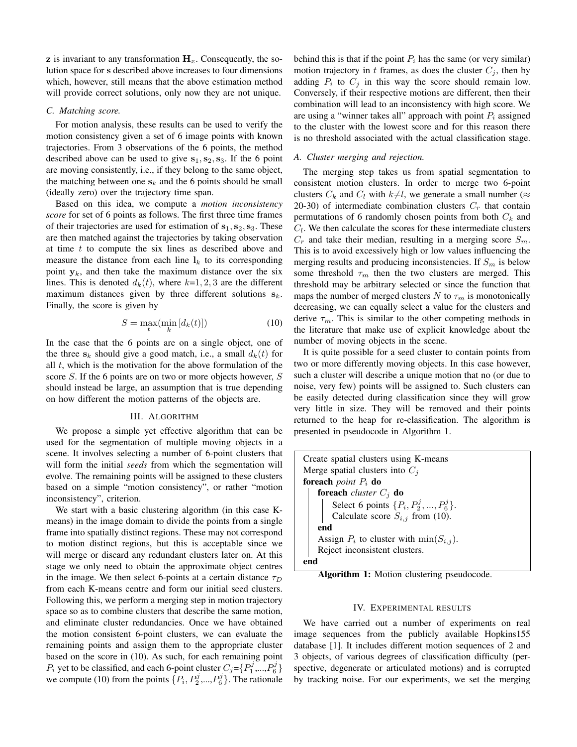$\mathbf{z}$ is invariant to any transformation $\mathbf{H}_x$. Consequently, the solution space for $\mathbf{s}$ described above increases to four dimensions which, however, still means that the above estimation method will provide correct solutions, only now they are not unique.

### C. Matching score.

For motion analysis, these results can be used to verify the motion consistency given a set of 6 image points with known trajectories. From 3 observations of the 6 points, the method described above can be used to give $\mathbf{s}_1, \mathbf{s}_2, \mathbf{s}_3$. If the 6 point are moving consistently, i.e., if they belong to the same object, the matching between one $\mathbf{s}_k$ and the 6 points should be small (ideally zero) over the trajectory time span.

Based on this idea, we compute a *motion inconsistency score* for set of 6 points as follows. The first three time frames of their trajectories are used for estimation of $\mathbf{s}_1, \mathbf{s}_2, \mathbf{s}_3$. These are then matched against the trajectories by taking observation at time $t$ to compute the six lines as described above and measure the distance from each line $\mathbf{l}_k$ to its corresponding point $\mathbf{y}_k$, and then take the maximum distance over the six lines. This is denoted $d_k(t)$, where $k$=1, 2, 3 are the different maximum distances given by three different solutions $\mathbf{s}_k$. Finally, the score is given by

$$S = \max_t(\min_k [d_k(t)]) \tag{10}$$

In the case that the 6 points are on a single object, one of the three $\mathbf{s}_k$ should give a good match, i.e., a small $d_k(t)$ for all $t$, which is the motivation for the above formulation of the score $S$. If the 6 points are on two or more objects however, $S$ should instead be large, an assumption that is true depending on how different the motion patterns of the objects are.

## III. Algorithm

We propose a simple yet effective algorithm that can be used for the segmentation of multiple moving objects in a scene. It involves selecting a number of 6-point clusters that will form the initial *seeds* from which the segmentation will evolve. The remaining points will be assigned to these clusters based on a simple "motion consistency", or rather "motion inconsistency", criterion.

We start with a basic clustering algorithm (in this case K-means) in the image domain to divide the points from a single frame into spatially distinct regions. These may not correspond to motion distinct regions, but this is acceptable since we will merge or discard any redundant clusters later on. At this stage we only need to obtain the approximate object centres in the image. We then select 6-points at a certain distance $\tau_D$ from each K-means centre and form our initial seed clusters. Following this, we perform a merging step in motion trajectory space so as to combine clusters that describe the same motion, and eliminate cluster redundancies. Once we have obtained the motion consistent 6-point clusters, we can evaluate the remaining points and assign them to the appropriate cluster based on the score in (10). As such, for each remaining point $P_i$ yet to be classified, and each 6-point cluster $C_j$=$\{P_1^j,...,P_6^j\}$ we compute (10) from the points $\{P_i, P_2^j,...,P_6^j\}$. The rationale behind this is that if the point $P_i$ has the same (or very similar) motion trajectory in $t$ frames, as does the cluster $C_j$, then by adding $P_i$ to $C_j$ in this way the score should remain low. Conversely, if their respective motions are different, then their combination will lead to an inconsistency with high score. We are using a "winner takes all" approach with point $P_i$ assigned to the cluster with the lowest score and for this reason there is no threshold associated with the actual classification stage.

### A. Cluster merging and rejection.

The merging step takes us from spatial segmentation to consistent motion clusters. In order to merge two 6-point clusters $C_k$ and $C_l$ with $k{\neq}l$, we generate a small number ($\approx$ 20-30) of intermediate combination clusters $C_r$ that contain permutations of 6 randomly chosen points from both $C_k$ and $C_l$. We then calculate the scores for these intermediate clusters $C_r$ and take their median, resulting in a merging score $S_m$. This is to avoid excessively high or low values influencing the merging results and producing inconsistencies. If $S_m$ is below some threshold $\tau_m$ then the two clusters are merged. This threshold may be arbitrary selected or since the function that maps the number of merged clusters $N$ to $\tau_m$ is monotonically decreasing, we can equally select a value for the clusters and derive $\tau_m$. This is similar to the other competing methods in the literature that make use of explicit knowledge about the number of moving objects in the scene.

It is quite possible for a seed cluster to contain points from two or more differently moving objects. In this case however, such a cluster will describe a unique motion that no (or due to noise, very few) points will be assigned to. Such clusters can be easily detected during classification since they will grow very little in size. They will be removed and their points returned to the heap for re-classification. The algorithm is presented in pseudocode in Algorithm 1.

```
Create spatial clusters using K-means
Merge spatial clusters into C_j
foreach point P_i do
    foreach cluster C_j do
        Select 6 points {P_i, P_2^j, ..., P_6^j}.
        Calculate score S_{i,j} from (10).
    end
    Assign P_i to cluster with min(S_{i,j}).
    Reject inconsistent clusters.
end
```

**Algorithm 1:** Motion clustering pseudocode.

## IV. Experimental results

We have carried out a number of experiments on real image sequences from the publicly available Hopkins155 database [1]. It includes different motion sequences of 2 and 3 objects, of various degrees of classification difficulty (perspective, degenerate or articulated motions) and is corrupted by tracking noise. For our experiments, we set the merging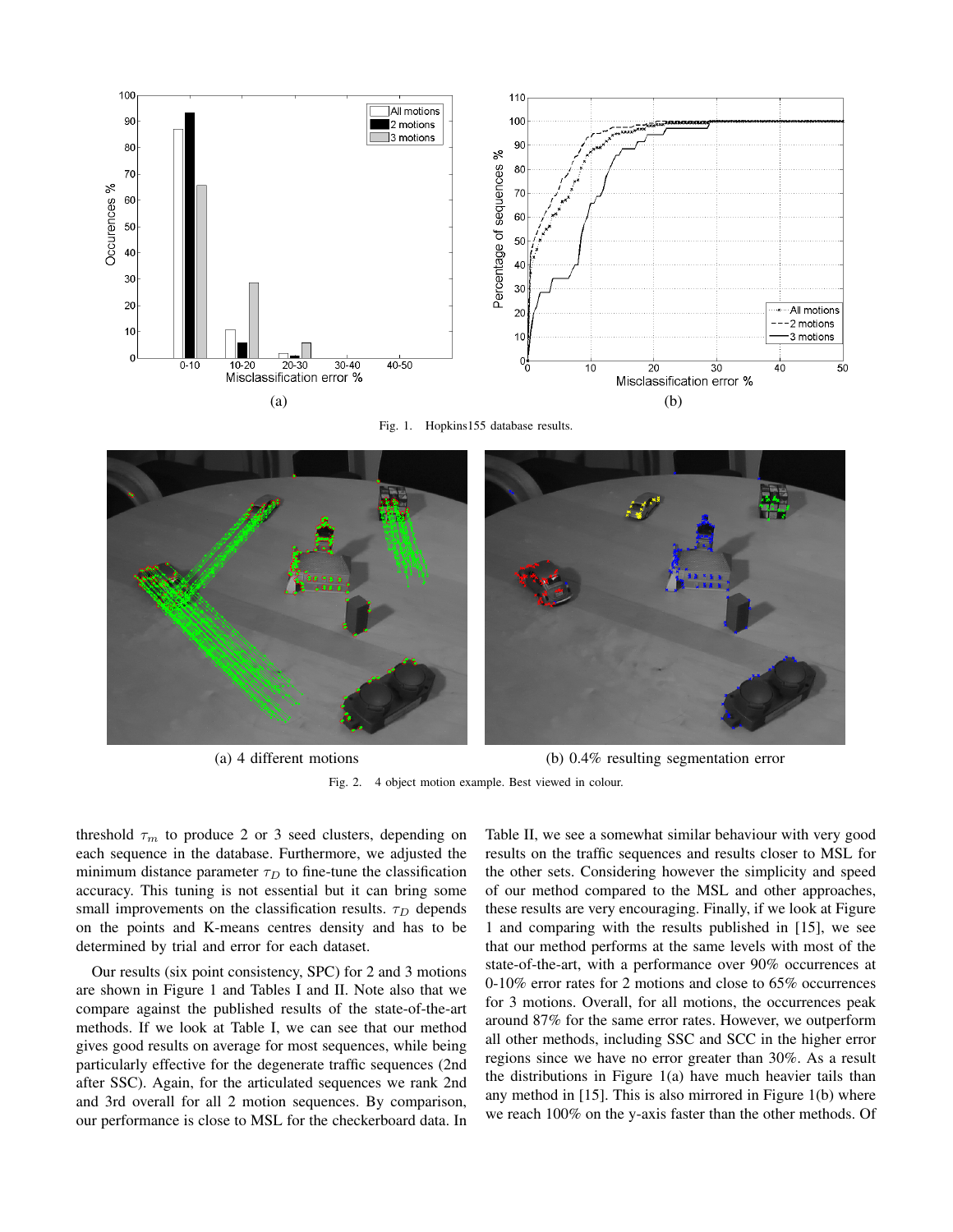(a)

(b)

Fig. 1. Hopkins155 database results.

(a) 4 different motions

(b) 0.4% resulting segmentation error

Fig. 2. 4 object motion example. Best viewed in colour.

threshold $\tau_m$ to produce 2 or 3 seed clusters, depending on each sequence in the database. Furthermore, we adjusted the minimum distance parameter $\tau_D$ to fine-tune the classification accuracy. This tuning is not essential but it can bring some small improvements on the classification results. $\tau_D$ depends on the points and K-means centres density and has to be determined by trial and error for each dataset.

Our results (six point consistency, SPC) for 2 and 3 motions are shown in Figure 1 and Tables I and II. Note also that we compare against the published results of the state-of-the-art methods. If we look at Table I, we can see that our method gives good results on average for most sequences, while being particularly effective for the degenerate traffic sequences (2nd after SSC). Again, for the articulated sequences we rank 2nd and 3rd overall for all 2 motion sequences. By comparison, our performance is close to MSL for the checkerboard data. In Table II, we see a somewhat similar behaviour with very good results on the traffic sequences and results closer to MSL for the other sets. Considering however the simplicity and speed of our method compared to the MSL and other approaches, these results are very encouraging. Finally, if we look at Figure 1 and comparing with the results published in [15], we see that our method performs at the same levels with most of the state-of-the-art, with a performance over 90% occurrences at 0-10% error rates for 2 motions and close to 65% occurrences for 3 motions. Overall, for all motions, the occurrences peak around 87% for the same error rates. However, we outperform all other methods, including SSC and SCC in the higher error regions since we have no error greater than 30%. As a result the distributions in Figure 1(a) have much heavier tails than any method in [15]. This is also mirrored in Figure 1(b) where we reach 100% on the y-axis faster than the other methods. Of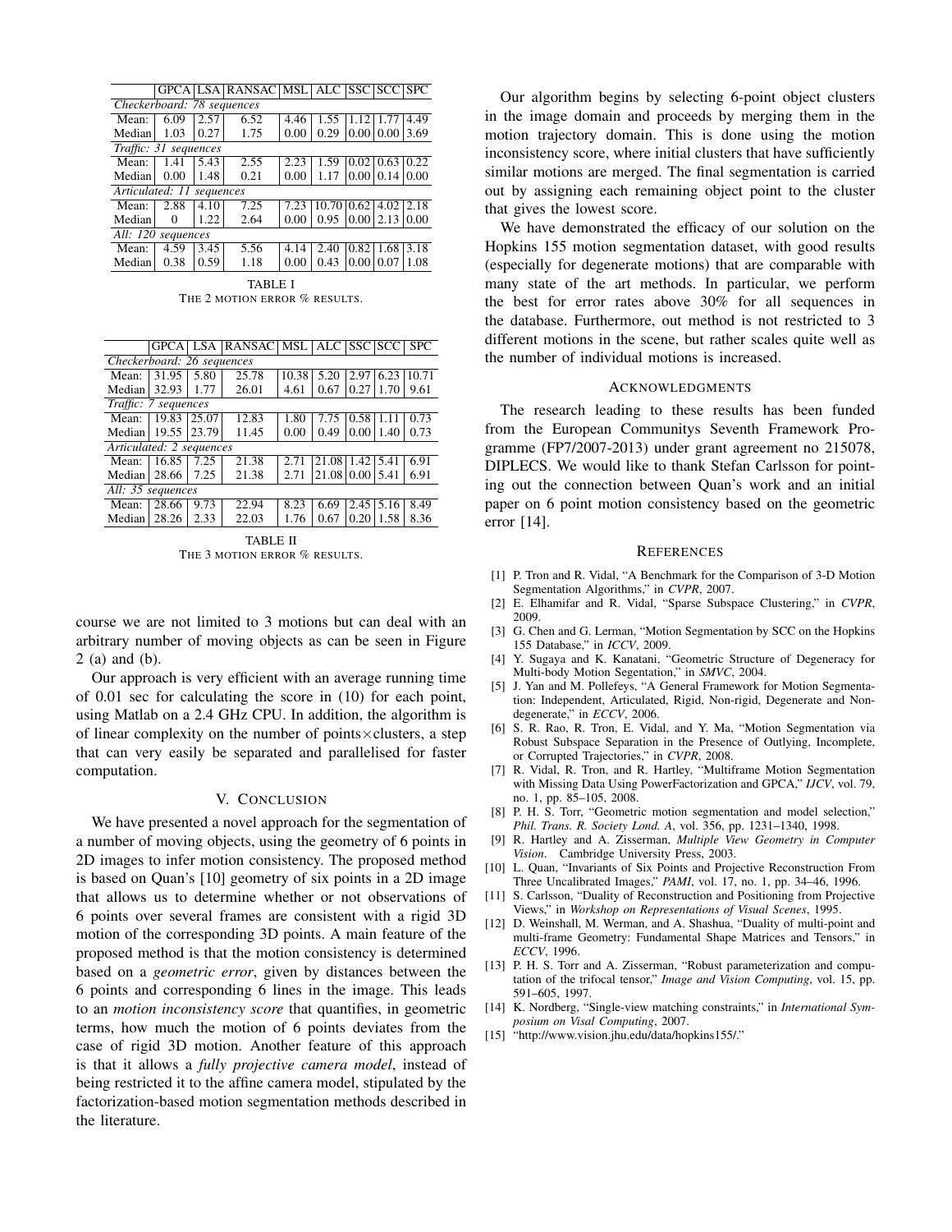| | GPCA | LSA | RANSAC | MSL | ALC | SSC | SCC | SPC |
|---|---|---|---|---|---|---|---|---|
| *Checkerboard: 78 sequences* | | | | | | | | |
| Mean: | 6.09 | 2.57 | 6.52 | 4.46 | 1.55 | 1.12 | 1.77 | 4.49 |
| Median | 1.03 | 0.27 | 1.75 | 0.00 | 0.29 | 0.00 | 0.00 | 3.69 |
| *Traffic: 31 sequences* | | | | | | | | |
| Mean: | 1.41 | 5.43 | 2.55 | 2.23 | 1.59 | 0.02 | 0.63 | 0.22 |
| Median | 0.00 | 1.48 | 0.21 | 0.00 | 1.17 | 0.00 | 0.14 | 0.00 |
| *Articulated: 11 sequences* | | | | | | | | |
| Mean: | 2.88 | 4.10 | 7.25 | 7.23 | 10.70 | 0.62 | 4.02 | 2.18 |
| Median | 0 | 1.22 | 2.64 | 0.00 | 0.95 | 0.00 | 2.13 | 0.00 |
| *All: 120 sequences* | | | | | | | | |
| Mean: | 4.59 | 3.45 | 5.56 | 4.14 | 2.40 | 0.82 | 1.68 | 3.18 |
| Median | 0.38 | 0.59 | 1.18 | 0.00 | 0.43 | 0.00 | 0.07 | 1.08 |

TABLE I
THE 2 MOTION ERROR % RESULTS.

| | GPCA | LSA | RANSAC | MSL | ALC | SSC | SCC | SPC |
|---|---|---|---|---|---|---|---|---|
| *Checkerboard: 26 sequences* | | | | | | | | |
| Mean: | 31.95 | 5.80 | 25.78 | 10.38 | 5.20 | 2.97 | 6.23 | 10.71 |
| Median | 32.93 | 1.77 | 26.01 | 4.61 | 0.67 | 0.27 | 1.70 | 9.61 |
| *Traffic: 7 sequences* | | | | | | | | |
| Mean: | 19.83 | 25.07 | 12.83 | 1.80 | 7.75 | 0.58 | 1.11 | 0.73 |
| Median | 19.55 | 23.79 | 11.45 | 0.00 | 0.49 | 0.00 | 1.40 | 0.73 |
| *Articulated: 2 sequences* | | | | | | | | |
| Mean: | 16.85 | 7.25 | 21.38 | 2.71 | 21.08 | 1.42 | 5.41 | 6.91 |
| Median | 28.66 | 7.25 | 21.38 | 2.71 | 21.08 | 0.00 | 5.41 | 6.91 |
| *All: 35 sequences* | | | | | | | | |
| Mean: | 28.66 | 9.73 | 22.94 | 8.23 | 6.69 | 2.45 | 5.16 | 8.49 |
| Median | 28.26 | 2.33 | 22.03 | 1.76 | 0.67 | 0.20 | 1.58 | 8.36 |

TABLE II
THE 3 MOTION ERROR % RESULTS.

course we are not limited to 3 motions but can deal with an arbitrary number of moving objects as can be seen in Figure 2 (a) and (b).

Our approach is very efficient with an average running time of 0.01 sec for calculating the score in (10) for each point, using Matlab on a 2.4 GHz CPU. In addition, the algorithm is of linear complexity on the number of points$\times$clusters, a step that can very easily be separated and parallelised for faster computation.

## V. Conclusion

We have presented a novel approach for the segmentation of a number of moving objects, using the geometry of 6 points in 2D images to infer motion consistency. The proposed method is based on Quan's [10] geometry of six points in a 2D image that allows us to determine whether or not observations of 6 points over several frames are consistent with a rigid 3D motion of the corresponding 3D points. A main feature of the proposed method is that the motion consistency is determined based on a *geometric error*, given by distances between the 6 points and corresponding 6 lines in the image. This leads to an *motion inconsistency score* that quantifies, in geometric terms, how much the motion of 6 points deviates from the case of rigid 3D motion. Another feature of this approach is that it allows a *fully projective camera model*, instead of being restricted it to the affine camera model, stipulated by the factorization-based motion segmentation methods described in the literature.

Our algorithm begins by selecting 6-point object clusters in the image domain and proceeds by merging them in the motion trajectory domain. This is done using the motion inconsistency score, where initial clusters that have sufficiently similar motions are merged. The final segmentation is carried out by assigning each remaining object point to the cluster that gives the lowest score.

We have demonstrated the efficacy of our solution on the Hopkins 155 motion segmentation dataset, with good results (especially for degenerate motions) that are comparable with many state of the art methods. In particular, we perform the best for error rates above 30% for all sequences in the database. Furthermore, out method is not restricted to 3 different motions in the scene, but rather scales quite well as the number of individual motions is increased.

## Acknowledgments

The research leading to these results has been funded from the European Communitys Seventh Framework Programme (FP7/2007-2013) under grant agreement no 215078, DIPLECS. We would like to thank Stefan Carlsson for pointing out the connection between Quan's work and an initial paper on 6 point motion consistency based on the geometric error [14].

## References

[1] P. Tron and R. Vidal, "A Benchmark for the Comparison of 3-D Motion Segmentation Algorithms," in *CVPR*, 2007.

[2] E. Elhamifar and R. Vidal, "Sparse Subspace Clustering," in *CVPR*, 2009.

[3] G. Chen and G. Lerman, "Motion Segmentation by SCC on the Hopkins 155 Database," in *ICCV*, 2009.

[4] Y. Sugaya and K. Kanatani, "Geometric Structure of Degeneracy for Multi-body Motion Segentation," in *SMVC*, 2004.

[5] J. Yan and M. Pollefeys, "A General Framework for Motion Segmentation: Independent, Articulated, Rigid, Non-rigid, Degenerate and Non-degenerate," in *ECCV*, 2006.

[6] S. R. Rao, R. Tron, E. Vidal, and Y. Ma, "Motion Segmentation via Robust Subspace Separation in the Presence of Outlying, Incomplete, or Corrupted Trajectories," in *CVPR*, 2008.

[7] R. Vidal, R. Tron, and R. Hartley, "Multiframe Motion Segmentation with Missing Data Using PowerFactorization and GPCA," *IJCV*, vol. 79, no. 1, pp. 85–105, 2008.

[8] P. H. S. Torr, "Geometric motion segmentation and model selection," *Phil. Trans. R. Society Lond. A*, vol. 356, pp. 1231–1340, 1998.

[9] R. Hartley and A. Zisserman, *Multiple View Geometry in Computer Vision*. Cambridge University Press, 2003.

[10] L. Quan, "Invariants of Six Points and Projective Reconstruction From Three Uncalibrated Images," *PAMI*, vol. 17, no. 1, pp. 34–46, 1996.

[11] S. Carlsson, "Duality of Reconstruction and Positioning from Projective Views," in *Workshop on Representations of Visual Scenes*, 1995.

[12] D. Weinshall, M. Werman, and A. Shashua, "Duality of multi-point and multi-frame Geometry: Fundamental Shape Matrices and Tensors," in *ECCV*, 1996.

[13] P. H. S. Torr and A. Zisserman, "Robust parameterization and computation of the trifocal tensor," *Image and Vision Computing*, vol. 15, pp. 591–605, 1997.

[14] K. Nordberg, "Single-view matching constraints," in *International Symposium on Visal Computing*, 2007.

[15] "http://www.vision.jhu.edu/data/hopkins155/."